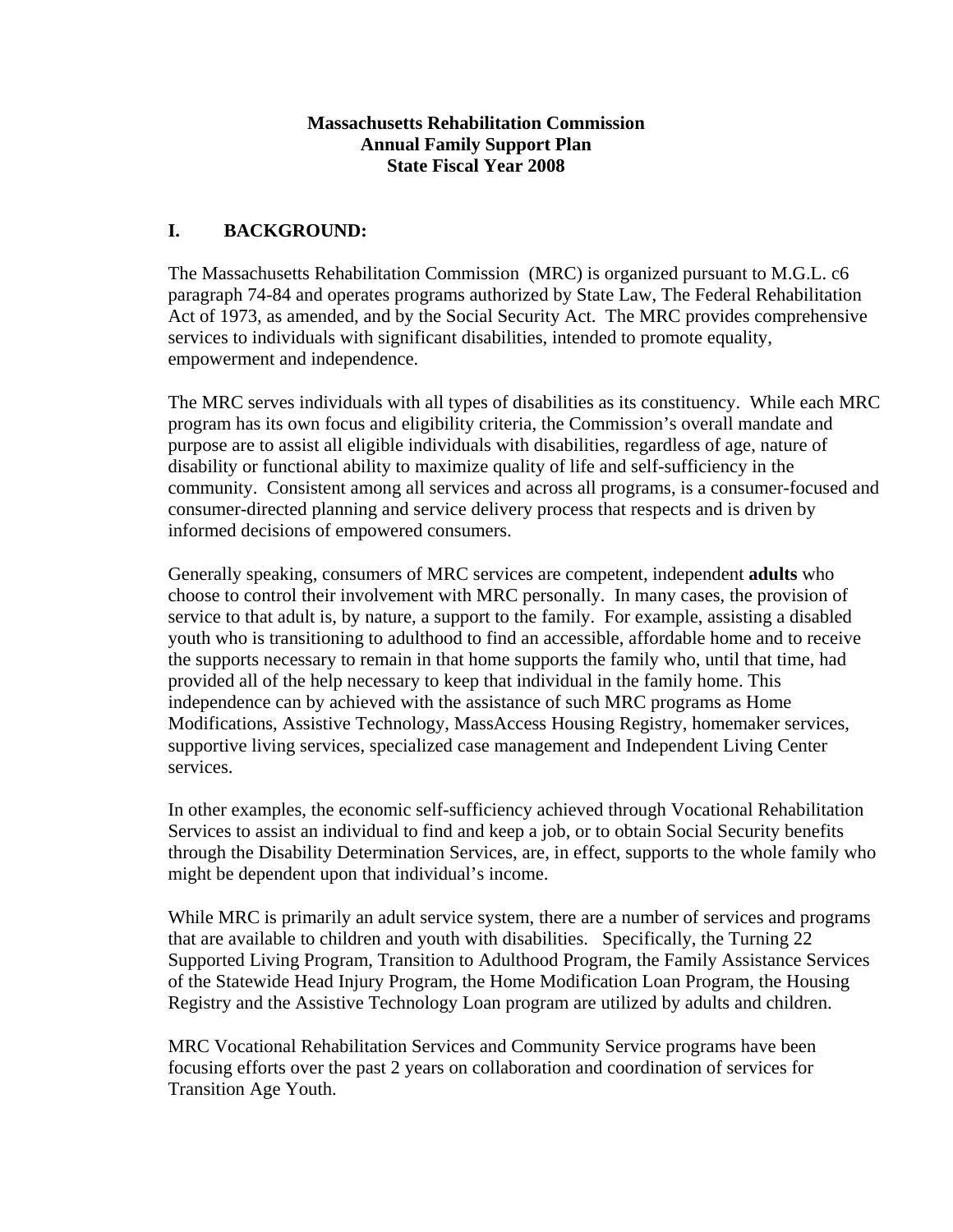**Massachusetts Rehabilitation Commission**
**Annual Family Support Plan**
**State Fiscal Year 2008**

## I. BACKGROUND:

The Massachusetts Rehabilitation Commission (MRC) is organized pursuant to M.G.L. c6 paragraph 74-84 and operates programs authorized by State Law, The Federal Rehabilitation Act of 1973, as amended, and by the Social Security Act. The MRC provides comprehensive services to individuals with significant disabilities, intended to promote equality, empowerment and independence.

The MRC serves individuals with all types of disabilities as its constituency. While each MRC program has its own focus and eligibility criteria, the Commission's overall mandate and purpose are to assist all eligible individuals with disabilities, regardless of age, nature of disability or functional ability to maximize quality of life and self-sufficiency in the community. Consistent among all services and across all programs, is a consumer-focused and consumer-directed planning and service delivery process that respects and is driven by informed decisions of empowered consumers.

Generally speaking, consumers of MRC services are competent, independent **adults** who choose to control their involvement with MRC personally. In many cases, the provision of service to that adult is, by nature, a support to the family. For example, assisting a disabled youth who is transitioning to adulthood to find an accessible, affordable home and to receive the supports necessary to remain in that home supports the family who, until that time, had provided all of the help necessary to keep that individual in the family home. This independence can by achieved with the assistance of such MRC programs as Home Modifications, Assistive Technology, MassAccess Housing Registry, homemaker services, supportive living services, specialized case management and Independent Living Center services.

In other examples, the economic self-sufficiency achieved through Vocational Rehabilitation Services to assist an individual to find and keep a job, or to obtain Social Security benefits through the Disability Determination Services, are, in effect, supports to the whole family who might be dependent upon that individual's income.

While MRC is primarily an adult service system, there are a number of services and programs that are available to children and youth with disabilities. Specifically, the Turning 22 Supported Living Program, Transition to Adulthood Program, the Family Assistance Services of the Statewide Head Injury Program, the Home Modification Loan Program, the Housing Registry and the Assistive Technology Loan program are utilized by adults and children.

MRC Vocational Rehabilitation Services and Community Service programs have been focusing efforts over the past 2 years on collaboration and coordination of services for Transition Age Youth.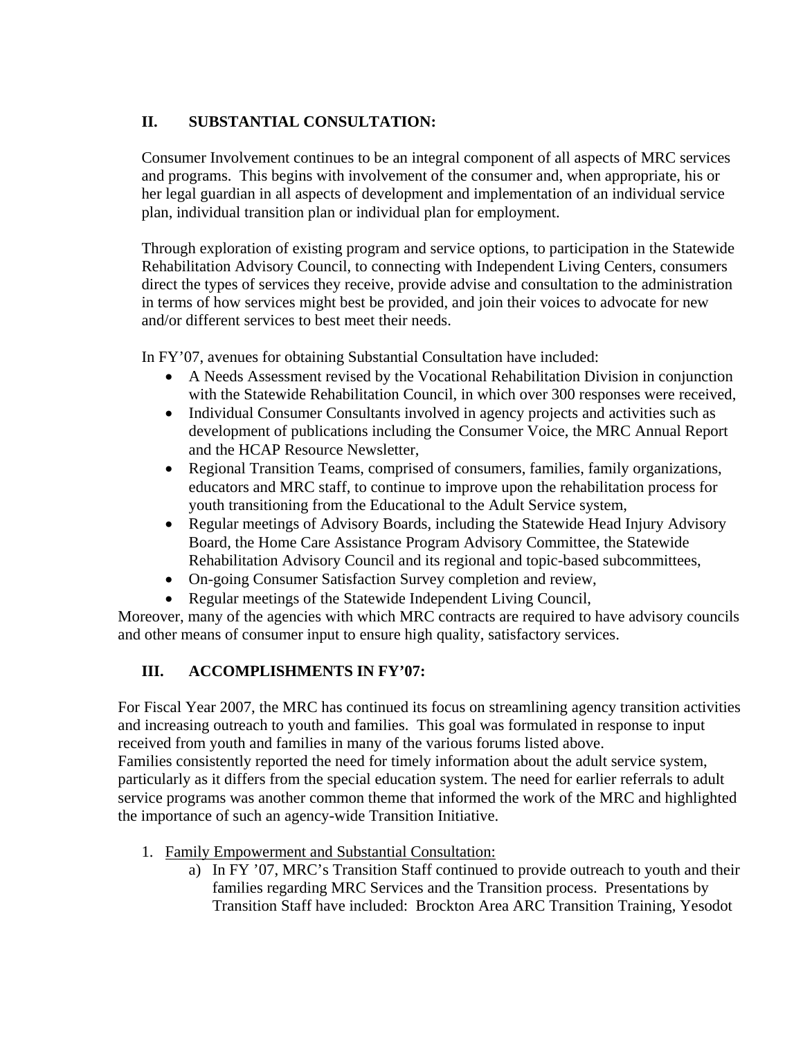## II. SUBSTANTIAL CONSULTATION:

Consumer Involvement continues to be an integral component of all aspects of MRC services and programs. This begins with involvement of the consumer and, when appropriate, his or her legal guardian in all aspects of development and implementation of an individual service plan, individual transition plan or individual plan for employment.

Through exploration of existing program and service options, to participation in the Statewide Rehabilitation Advisory Council, to connecting with Independent Living Centers, consumers direct the types of services they receive, provide advise and consultation to the administration in terms of how services might best be provided, and join their voices to advocate for new and/or different services to best meet their needs.

In FY'07, avenues for obtaining Substantial Consultation have included:

- A Needs Assessment revised by the Vocational Rehabilitation Division in conjunction with the Statewide Rehabilitation Council, in which over 300 responses were received,
- Individual Consumer Consultants involved in agency projects and activities such as development of publications including the Consumer Voice, the MRC Annual Report and the HCAP Resource Newsletter,
- Regional Transition Teams, comprised of consumers, families, family organizations, educators and MRC staff, to continue to improve upon the rehabilitation process for youth transitioning from the Educational to the Adult Service system,
- Regular meetings of Advisory Boards, including the Statewide Head Injury Advisory Board, the Home Care Assistance Program Advisory Committee, the Statewide Rehabilitation Advisory Council and its regional and topic-based subcommittees,
- On-going Consumer Satisfaction Survey completion and review,
- Regular meetings of the Statewide Independent Living Council,

Moreover, many of the agencies with which MRC contracts are required to have advisory councils and other means of consumer input to ensure high quality, satisfactory services.

## III. ACCOMPLISHMENTS IN FY'07:

For Fiscal Year 2007, the MRC has continued its focus on streamlining agency transition activities and increasing outreach to youth and families. This goal was formulated in response to input received from youth and families in many of the various forums listed above.
Families consistently reported the need for timely information about the adult service system, particularly as it differs from the special education system. The need for earlier referrals to adult service programs was another common theme that informed the work of the MRC and highlighted the importance of such an agency-wide Transition Initiative.

1. Family Empowerment and Substantial Consultation:
   a) In FY '07, MRC's Transition Staff continued to provide outreach to youth and their families regarding MRC Services and the Transition process. Presentations by Transition Staff have included: Brockton Area ARC Transition Training, Yesodot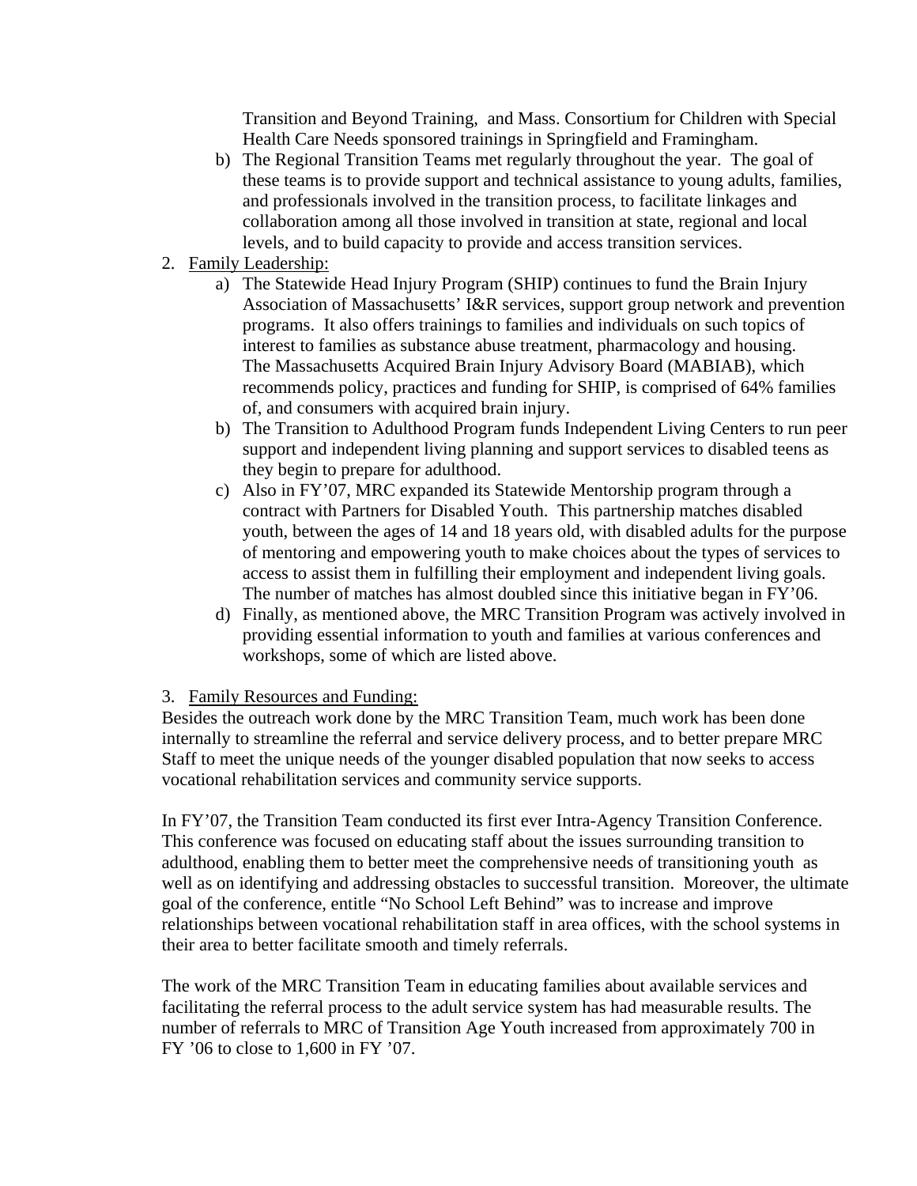Transition and Beyond Training, and Mass. Consortium for Children with Special Health Care Needs sponsored trainings in Springfield and Framingham.

   b) The Regional Transition Teams met regularly throughout the year. The goal of these teams is to provide support and technical assistance to young adults, families, and professionals involved in the transition process, to facilitate linkages and collaboration among all those involved in transition at state, regional and local levels, and to build capacity to provide and access transition services.

2. <u>Family Leadership:</u>
   a) The Statewide Head Injury Program (SHIP) continues to fund the Brain Injury Association of Massachusetts' I&R services, support group network and prevention programs. It also offers trainings to families and individuals on such topics of interest to families as substance abuse treatment, pharmacology and housing. The Massachusetts Acquired Brain Injury Advisory Board (MABIAB), which recommends policy, practices and funding for SHIP, is comprised of 64% families of, and consumers with acquired brain injury.
   b) The Transition to Adulthood Program funds Independent Living Centers to run peer support and independent living planning and support services to disabled teens as they begin to prepare for adulthood.
   c) Also in FY'07, MRC expanded its Statewide Mentorship program through a contract with Partners for Disabled Youth. This partnership matches disabled youth, between the ages of 14 and 18 years old, with disabled adults for the purpose of mentoring and empowering youth to make choices about the types of services to access to assist them in fulfilling their employment and independent living goals. The number of matches has almost doubled since this initiative began in FY'06.
   d) Finally, as mentioned above, the MRC Transition Program was actively involved in providing essential information to youth and families at various conferences and workshops, some of which are listed above.

3. <u>Family Resources and Funding:</u>

Besides the outreach work done by the MRC Transition Team, much work has been done internally to streamline the referral and service delivery process, and to better prepare MRC Staff to meet the unique needs of the younger disabled population that now seeks to access vocational rehabilitation services and community service supports.

In FY'07, the Transition Team conducted its first ever Intra-Agency Transition Conference. This conference was focused on educating staff about the issues surrounding transition to adulthood, enabling them to better meet the comprehensive needs of transitioning youth as well as on identifying and addressing obstacles to successful transition. Moreover, the ultimate goal of the conference, entitle "No School Left Behind" was to increase and improve relationships between vocational rehabilitation staff in area offices, with the school systems in their area to better facilitate smooth and timely referrals.

The work of the MRC Transition Team in educating families about available services and facilitating the referral process to the adult service system has had measurable results. The number of referrals to MRC of Transition Age Youth increased from approximately 700 in FY '06 to close to 1,600 in FY '07.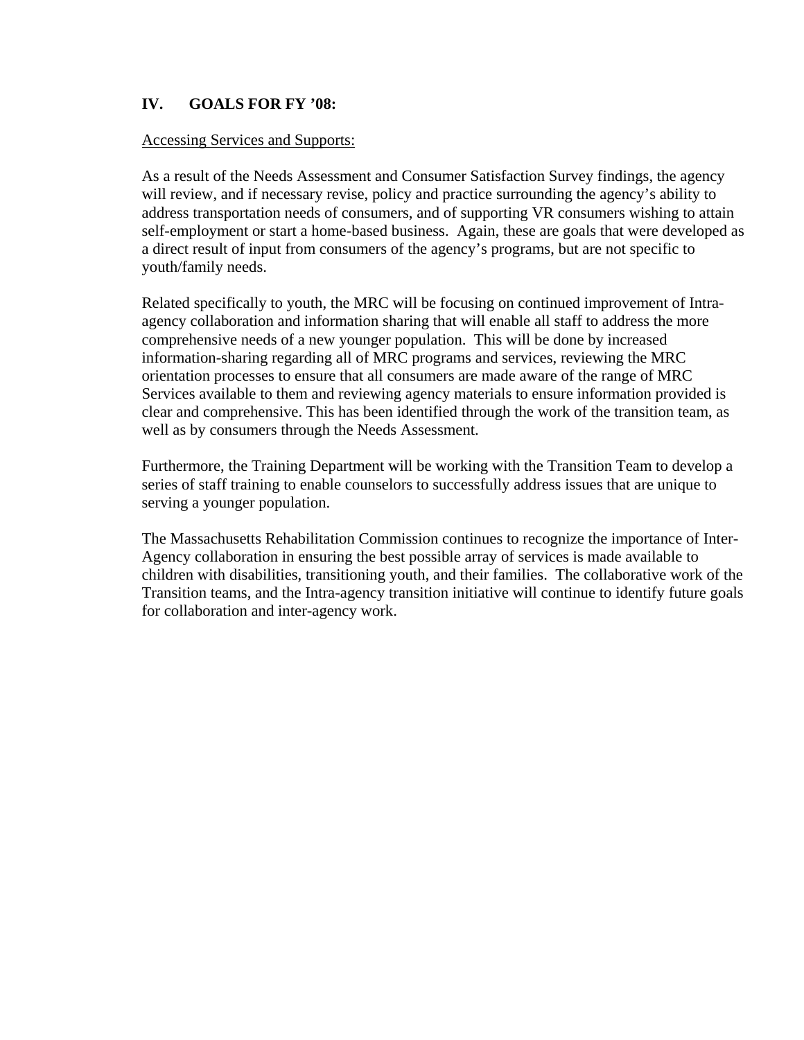## IV. GOALS FOR FY '08:

Accessing Services and Supports:

As a result of the Needs Assessment and Consumer Satisfaction Survey findings, the agency will review, and if necessary revise, policy and practice surrounding the agency's ability to address transportation needs of consumers, and of supporting VR consumers wishing to attain self-employment or start a home-based business. Again, these are goals that were developed as a direct result of input from consumers of the agency's programs, but are not specific to youth/family needs.

Related specifically to youth, the MRC will be focusing on continued improvement of Intra-agency collaboration and information sharing that will enable all staff to address the more comprehensive needs of a new younger population. This will be done by increased information-sharing regarding all of MRC programs and services, reviewing the MRC orientation processes to ensure that all consumers are made aware of the range of MRC Services available to them and reviewing agency materials to ensure information provided is clear and comprehensive. This has been identified through the work of the transition team, as well as by consumers through the Needs Assessment.

Furthermore, the Training Department will be working with the Transition Team to develop a series of staff training to enable counselors to successfully address issues that are unique to serving a younger population.

The Massachusetts Rehabilitation Commission continues to recognize the importance of Inter-Agency collaboration in ensuring the best possible array of services is made available to children with disabilities, transitioning youth, and their families. The collaborative work of the Transition teams, and the Intra-agency transition initiative will continue to identify future goals for collaboration and inter-agency work.